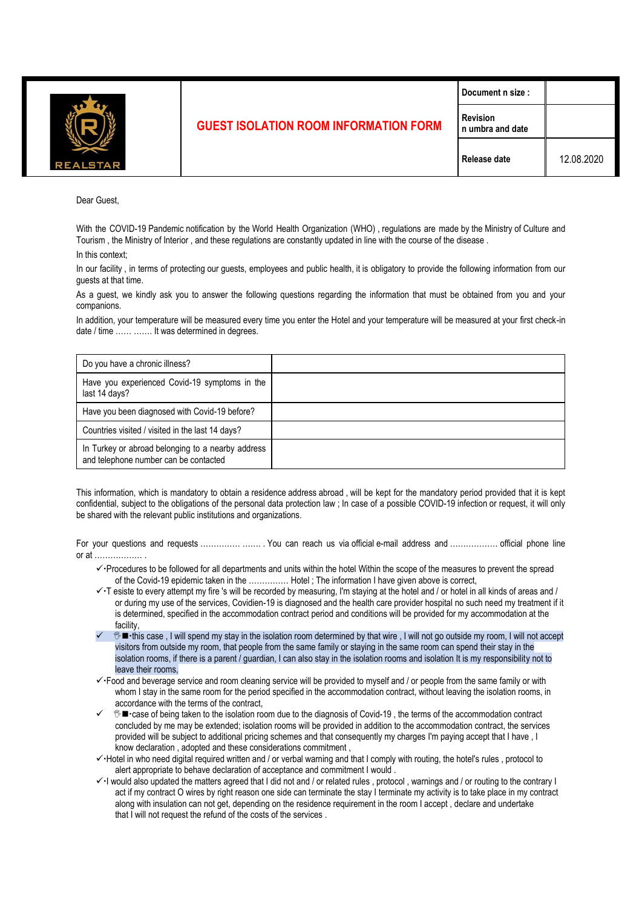| REALSTAR | GUEST ISOLATION ROOM INFORMATION FORM | Document n size : | |
|---|---|---|---|
| | | Revision n umbra and date | |
| | | Release date | 12.08.2020 |

Dear Guest,

With the COVID-19 Pandemic notification by the World Health Organization (WHO) , regulations are made by the Ministry of Culture and Tourism , the Ministry of Interior , and these regulations are constantly updated in line with the course of the disease .

In this context;

In our facility , in terms of protecting our guests, employees and public health, it is obligatory to provide the following information from our guests at that time.

As a guest, we kindly ask you to answer the following questions regarding the information that must be obtained from you and your companions.

In addition, your temperature will be measured every time you enter the Hotel and your temperature will be measured at your first check-in date / time …… ……. It was determined in degrees.

| Do you have a chronic illness? | |
|---|---|
| Have you experienced Covid-19 symptoms in the last 14 days? | |
| Have you been diagnosed with Covid-19 before? | |
| Countries visited / visited in the last 14 days? | |
| In Turkey or abroad belonging to a nearby address and telephone number can be contacted | |

This information, which is mandatory to obtain a residence address abroad , will be kept for the mandatory period provided that it is kept confidential, subject to the obligations of the personal data protection law ; In case of a possible COVID-19 infection or request, it will only be shared with the relevant public institutions and organizations.

For your questions and requests ………….. ……. . You can reach us via official e-mail address and …………….. official phone line or at ……………… .

- ✓ Procedures to be followed for all departments and units within the hotel Within the scope of the measures to prevent the spread of the Covid-19 epidemic taken in the ………….. Hotel ; The information I have given above is correct,
- ✓ T esiste to every attempt my fire 's will be recorded by measuring, I'm staying at the hotel and / or hotel in all kinds of areas and / or during my use of the services, Covidien-19 is diagnosed and the health care provider hospital no such need my treatment if it is determined, specified in the accommodation contract period and conditions will be provided for my accommodation at the facility,
- ✓ this case , I will spend my stay in the isolation room determined by that wire , I will not go outside my room, I will not accept visitors from outside my room, that people from the same family or staying in the same room can spend their stay in the isolation rooms, if there is a parent / guardian, I can also stay in the isolation rooms and isolation It is my responsibility not to leave their rooms,
- ✓ Food and beverage service and room cleaning service will be provided to myself and / or people from the same family or with whom I stay in the same room for the period specified in the accommodation contract, without leaving the isolation rooms, in accordance with the terms of the contract,
- ✓ case of being taken to the isolation room due to the diagnosis of Covid-19 , the terms of the accommodation contract concluded by me may be extended; isolation rooms will be provided in addition to the accommodation contract, the services provided will be subject to additional pricing schemes and that consequently my charges I'm paying accept that I have , I know declaration , adopted and these considerations commitment ,
- ✓ Hotel in who need digital required written and / or verbal warning and that I comply with routing, the hotel's rules , protocol to alert appropriate to behave declaration of acceptance and commitment I would .
- ✓ I would also updated the matters agreed that I did not and / or related rules , protocol , warnings and / or routing to the contrary I act if my contract O wires by right reason one side can terminate the stay I terminate my activity is to take place in my contract along with insulation can not get, depending on the residence requirement in the room I accept , declare and undertake that I will not request the refund of the costs of the services .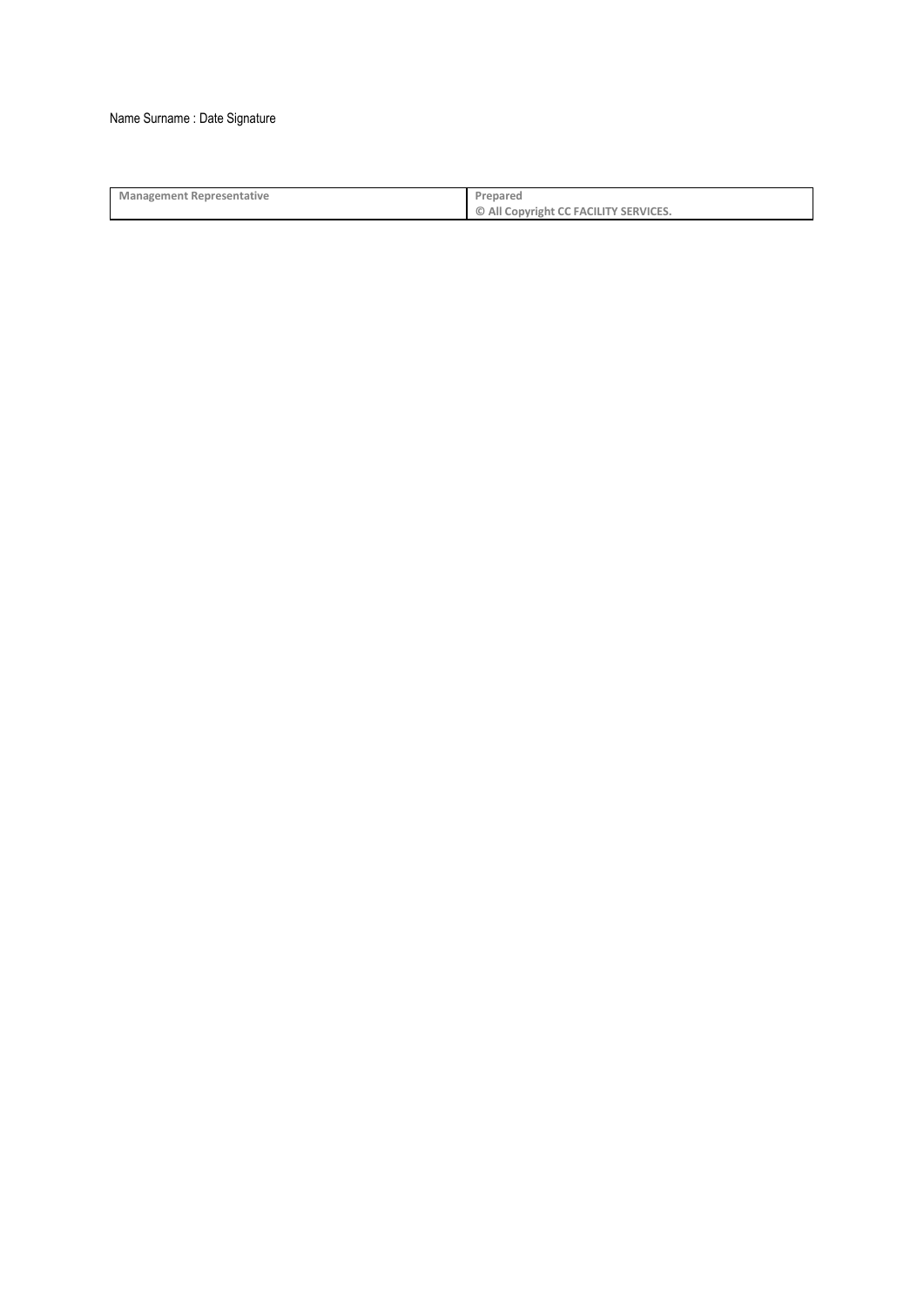Name Surname : Date Signature

| Management Representative | Prepared<br>© All Copyright CC FACILITY SERVICES. |
|---|---|